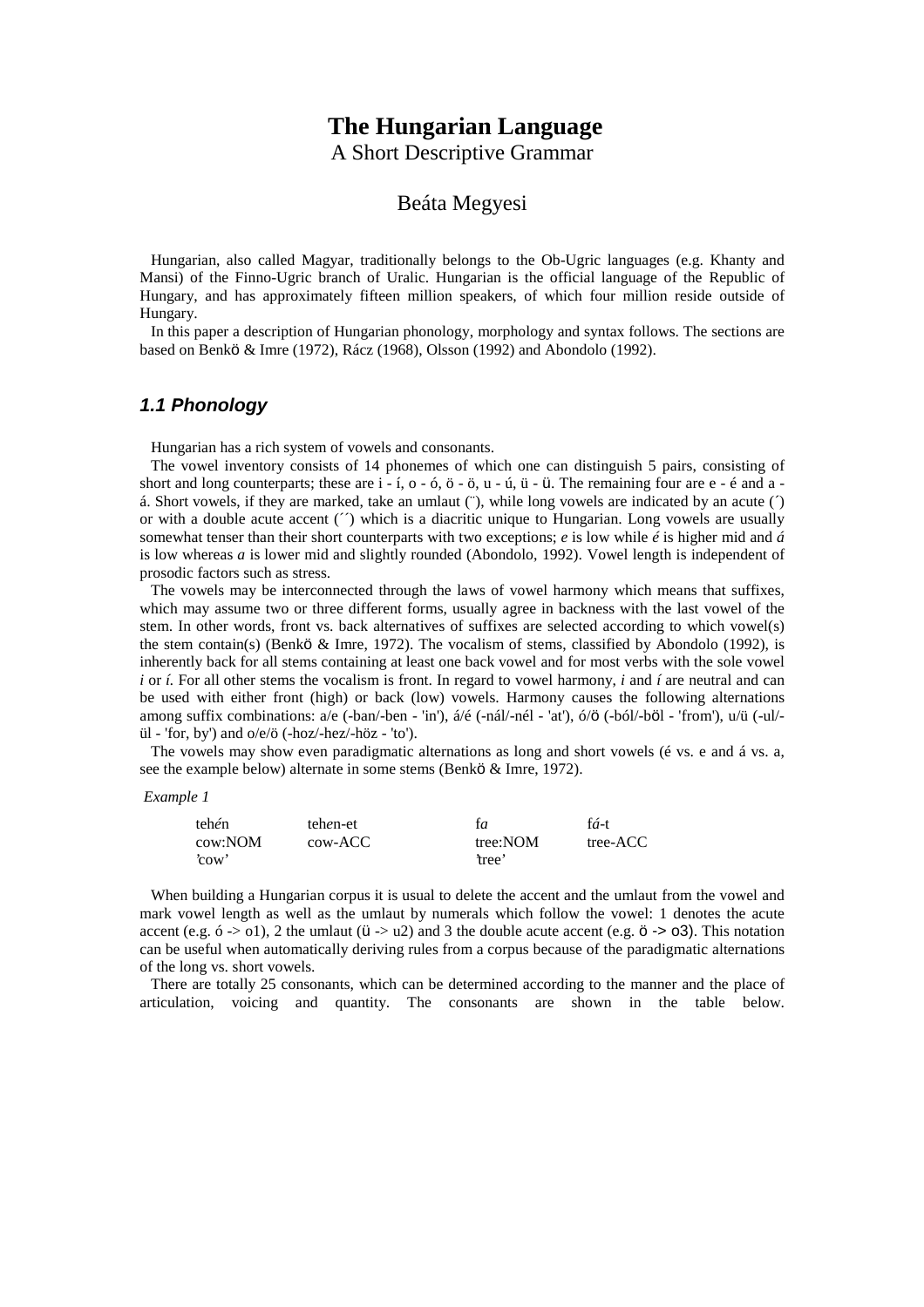# The Hungarian Language

A Short Descriptive Grammar

Beáta Megyesi

Hungarian, also called Magyar, traditionally belongs to the Ob-Ugric languages (e.g. Khanty and Mansi) of the Finno-Ugric branch of Uralic. Hungarian is the official language of the Republic of Hungary, and has approximately fifteen million speakers, of which four million reside outside of Hungary.

In this paper a description of Hungarian phonology, morphology and syntax follows. The sections are based on Benkö & Imre (1972), Rácz (1968), Olsson (1992) and Abondolo (1992).

## 1.1 Phonology

Hungarian has a rich system of vowels and consonants.

The vowel inventory consists of 14 phonemes of which one can distinguish 5 pairs, consisting of short and long counterparts; these are i - í, o - ó, ö - ö, u - ú, ü - ü. The remaining four are e - é and a - á. Short vowels, if they are marked, take an umlaut (¨), while long vowels are indicated by an acute (´) or with a double acute accent (´´) which is a diacritic unique to Hungarian. Long vowels are usually somewhat tenser than their short counterparts with two exceptions; *e* is low while *é* is higher mid and *á* is low whereas *a* is lower mid and slightly rounded (Abondolo, 1992). Vowel length is independent of prosodic factors such as stress.

The vowels may be interconnected through the laws of vowel harmony which means that suffixes, which may assume two or three different forms, usually agree in backness with the last vowel of the stem. In other words, front vs. back alternatives of suffixes are selected according to which vowel(s) the stem contain(s) (Benkö & Imre, 1972). The vocalism of stems, classified by Abondolo (1992), is inherently back for all stems containing at least one back vowel and for most verbs with the sole vowel *i* or *í*. For all other stems the vocalism is front. In regard to vowel harmony, *i* and *í* are neutral and can be used with either front (high) or back (low) vowels. Harmony causes the following alternations among suffix combinations: a/e (-ban/-ben - 'in'), á/é (-nál/-nél - 'at'), ó/ö (-ból/-böl - 'from'), u/ü (-ul/-ül - 'for, by') and o/e/ö (-hoz/-hez/-höz - 'to').

The vowels may show even paradigmatic alternations as long and short vowels (é vs. e and á vs. a, see the example below) alternate in some stems (Benkö & Imre, 1972).

*Example 1*

| | | | |
|---|---|---|---|
| teh*é*n | teh*e*n-et | f*a* | f*á*-t |
| cow:NOM | cow-ACC | tree:NOM | tree-ACC |
| 'cow' | | 'tree' | |

When building a Hungarian corpus it is usual to delete the accent and the umlaut from the vowel and mark vowel length as well as the umlaut by numerals which follow the vowel: 1 denotes the acute accent (e.g. ó -> o1), 2 the umlaut (ü -> u2) and 3 the double acute accent (e.g. ö -> o3). This notation can be useful when automatically deriving rules from a corpus because of the paradigmatic alternations of the long vs. short vowels.

There are totally 25 consonants, which can be determined according to the manner and the place of articulation, voicing and quantity. The consonants are shown in the table below.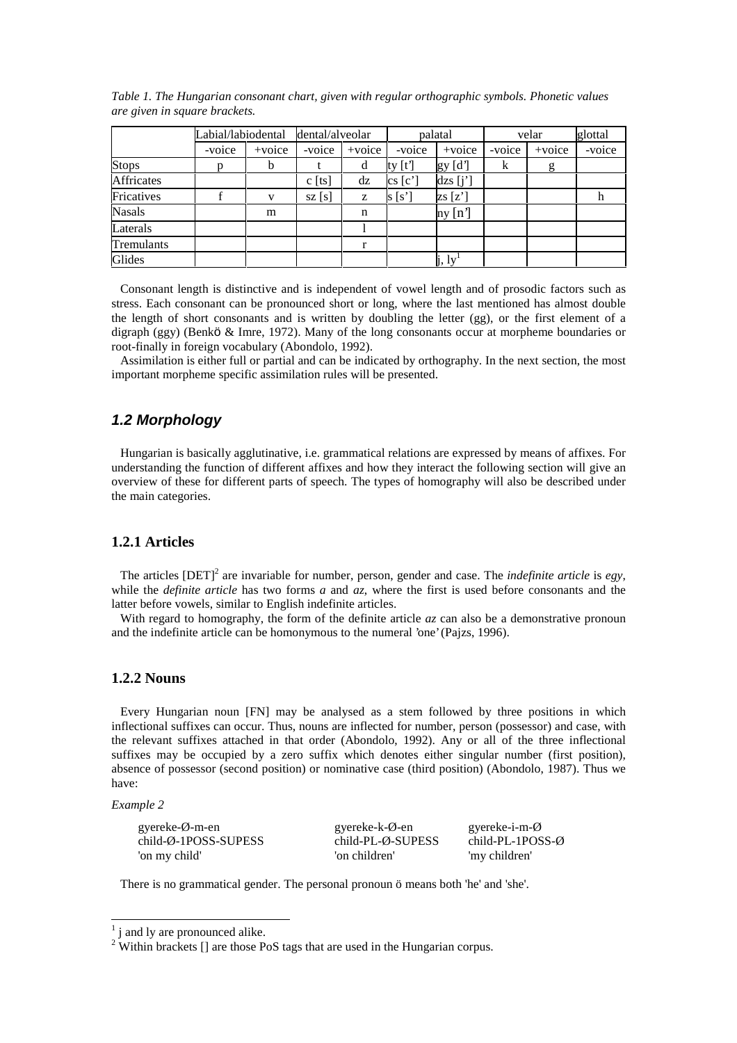*Table 1. The Hungarian consonant chart, given with regular orthographic symbols. Phonetic values are given in square brackets.*

| | Labial/labiodental | | dental/alveolar | | palatal | | velar | | glottal |
|---|---|---|---|---|---|---|---|---|---|
| | -voice | +voice | -voice | +voice | -voice | +voice | -voice | +voice | -voice |
| Stops | p | b | t | d | ty [t'] | gy [d'] | k | g | |
| Affricates | | | c [ts] | dz | cs [c'] | dzs [j'] | | | |
| Fricatives | f | v | sz [s] | z | s [s'] | zs [z'] | | | h |
| Nasals | | m | | n | | ny [n'] | | | |
| Laterals | | | | l | | | | | |
| Tremulants | | | | r | | | | | |
| Glides | | | | | | j, ly[1] | | | |

Consonant length is distinctive and is independent of vowel length and of prosodic factors such as stress. Each consonant can be pronounced short or long, where the last mentioned has almost double the length of short consonants and is written by doubling the letter (gg), or the first element of a digraph (ggy) (Benkö & Imre, 1972). Many of the long consonants occur at morpheme boundaries or root-finally in foreign vocabulary (Abondolo, 1992).

Assimilation is either full or partial and can be indicated by orthography. In the next section, the most important morpheme specific assimilation rules will be presented.

## *1.2 Morphology*

Hungarian is basically agglutinative, i.e. grammatical relations are expressed by means of affixes. For understanding the function of different affixes and how they interact the following section will give an overview of these for different parts of speech. The types of homography will also be described under the main categories.

### 1.2.1 Articles

The articles [DET][2] are invariable for number, person, gender and case. The *indefinite article* is *egy*, while the *definite article* has two forms *a* and *az*, where the first is used before consonants and the latter before vowels, similar to English indefinite articles.

With regard to homography, the form of the definite article *az* can also be a demonstrative pronoun and the indefinite article can be homonymous to the numeral 'one' (Pajzs, 1996).

### 1.2.2 Nouns

Every Hungarian noun [FN] may be analysed as a stem followed by three positions in which inflectional suffixes can occur. Thus, nouns are inflected for number, person (possessor) and case, with the relevant suffixes attached in that order (Abondolo, 1992). Any or all of the three inflectional suffixes may be occupied by a zero suffix which denotes either singular number (first position), absence of possessor (second position) or nominative case (third position) (Abondolo, 1987). Thus we have:

*Example 2*

| | | |
|---|---|---|
| gyereke-Ø-m-en | gyereke-k-Ø-en | gyereke-i-m-Ø |
| child-Ø-1POSS-SUPESS | child-PL-Ø-SUPESS | child-PL-1POSS-Ø |
| 'on my child' | 'on children' | 'my children' |

There is no grammatical gender. The personal pronoun ö means both 'he' and 'she'.

[1] j and ly are pronounced alike.

[2] Within brackets [] are those PoS tags that are used in the Hungarian corpus.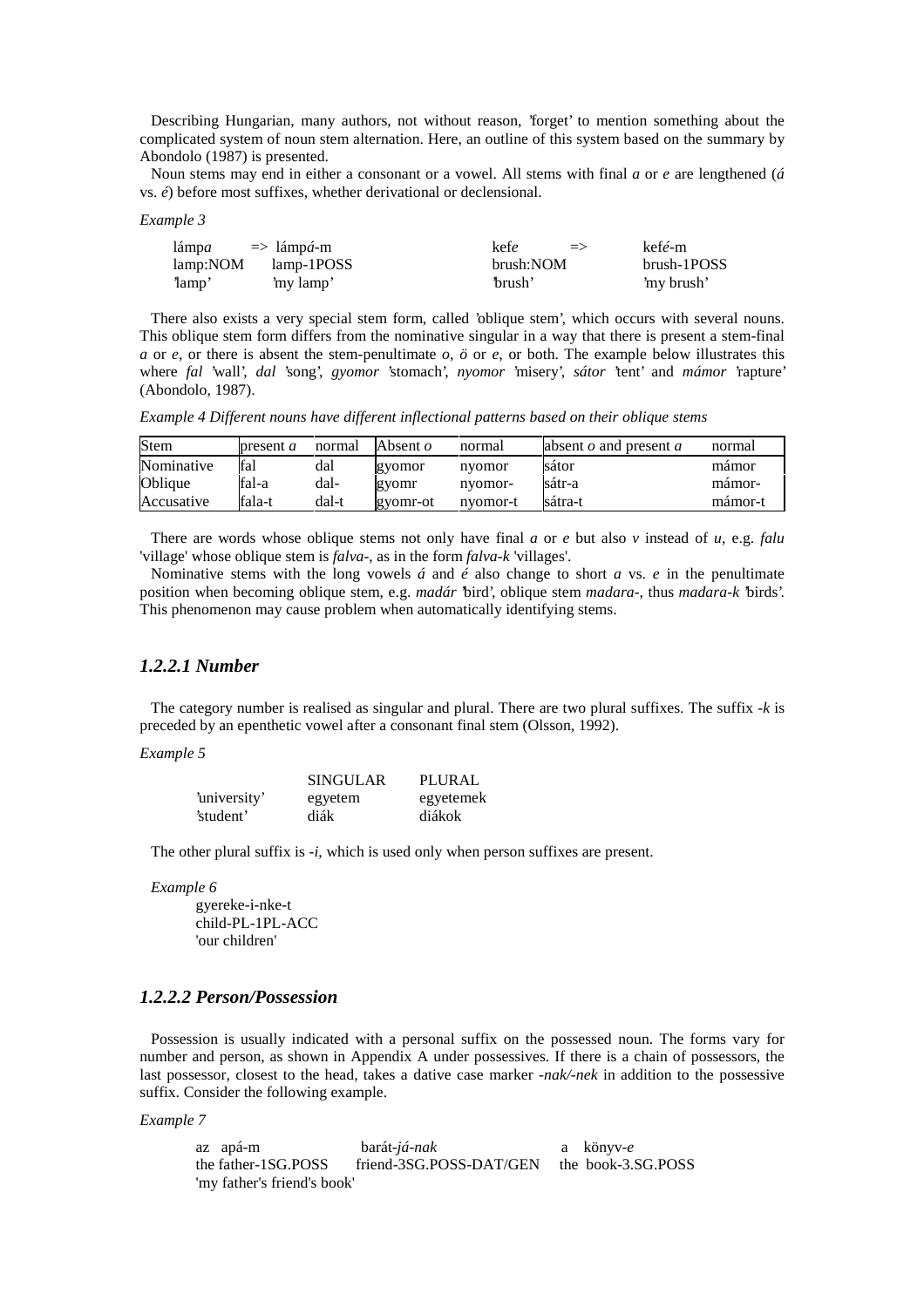Describing Hungarian, many authors, not without reason, 'forget' to mention something about the complicated system of noun stem alternation. Here, an outline of this system based on the summary by Abondolo (1987) is presented.

Noun stems may end in either a consonant or a vowel. All stems with final *a* or *e* are lengthened (*á* vs. *é*) before most suffixes, whether derivational or declensional.

*Example 3*

| | | | |
|---|---|---|---|
| lámp*a* => | lámp*á*-m | kef*e* => | kef*é*-m |
| lamp:NOM | lamp-1POSS | brush:NOM | brush-1POSS |
| 'lamp' | 'my lamp' | 'brush' | 'my brush' |

There also exists a very special stem form, called 'oblique stem', which occurs with several nouns. This oblique stem form differs from the nominative singular in a way that there is present a stem-final *a* or *e*, or there is absent the stem-penultimate *o*, *ö* or *e*, or both. The example below illustrates this where *fal* 'wall', *dal* 'song', *gyomor* 'stomach', *nyomor* 'misery', *sátor* 'tent' and *mámor* 'rapture' (Abondolo, 1987).

*Example 4 Different nouns have different inflectional patterns based on their oblique stems*

| Stem | present *a* | normal | Absent *o* | normal | absent *o* and present *a* | normal |
|---|---|---|---|---|---|---|
| Nominative | fal | dal | gyomor | nyomor | sátor | mámor |
| Oblique | fal-a | dal- | gyomr | nyomor- | sátr-a | mámor- |
| Accusative | fala-t | dal-t | gyomr-ot | nyomor-t | sátra-t | mámor-t |

There are words whose oblique stems not only have final *a* or *e* but also *v* instead of *u*, e.g. *falu* 'village' whose oblique stem is *falva-*, as in the form *falva-k* 'villages'.

Nominative stems with the long vowels *á* and *é* also change to short *a* vs. *e* in the penultimate position when becoming oblique stem, e.g. *madár* 'bird', oblique stem *madara-*, thus *madara-k* 'birds'. This phenomenon may cause problem when automatically identifying stems.

### *1.2.2.1 Number*

The category number is realised as singular and plural. There are two plural suffixes. The suffix *-k* is preceded by an epenthetic vowel after a consonant final stem (Olsson, 1992).

*Example 5*

| | SINGULAR | PLURAL |
|---|---|---|
| 'university' | egyetem | egyetemek |
| 'student' | diák | diákok |

The other plural suffix is *-i*, which is used only when person suffixes are present.

*Example 6*

gyereke-i-nke-t
child-PL-1PL-ACC
'our children'

### *1.2.2.2 Person/Possession*

Possession is usually indicated with a personal suffix on the possessed noun. The forms vary for number and person, as shown in Appendix A under possessives. If there is a chain of possessors, the last possessor, closest to the head, takes a dative case marker *-nak/-nek* in addition to the possessive suffix. Consider the following example.

*Example 7*

| | | |
|---|---|---|
| az apá-m | barát-*já-nak* | a könyv-*e* |
| the father-1SG.POSS | friend-3SG.POSS-DAT/GEN | the book-3.SG.POSS |

'my father's friend's book'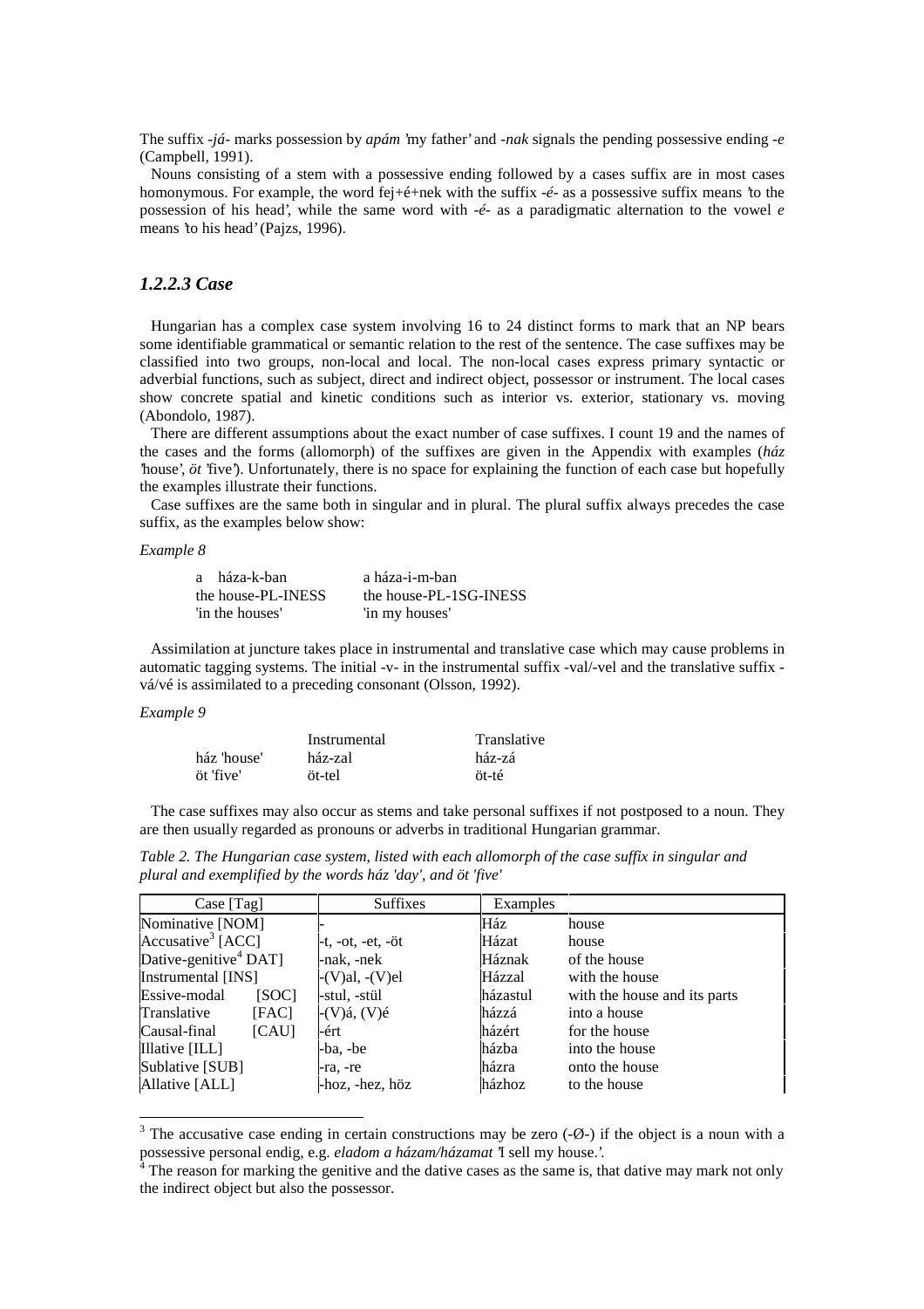The suffix *-já-* marks possession by *apám* 'my father' and *-nak* signals the pending possessive ending *-e* (Campbell, 1991).

Nouns consisting of a stem with a possessive ending followed by a cases suffix are in most cases homonymous. For example, the word fej+é+nek with the suffix *-é-* as a possessive suffix means 'to the possession of his head', while the same word with *-é-* as a paradigmatic alternation to the vowel *e* means 'to his head' (Pajzs, 1996).

### *1.2.2.3 Case*

Hungarian has a complex case system involving 16 to 24 distinct forms to mark that an NP bears some identifiable grammatical or semantic relation to the rest of the sentence. The case suffixes may be classified into two groups, non-local and local. The non-local cases express primary syntactic or adverbial functions, such as subject, direct and indirect object, possessor or instrument. The local cases show concrete spatial and kinetic conditions such as interior vs. exterior, stationary vs. moving (Abondolo, 1987).

There are different assumptions about the exact number of case suffixes. I count 19 and the names of the cases and the forms (allomorph) of the suffixes are given in the Appendix with examples (*ház* 'house', *öt* 'five'). Unfortunately, there is no space for explaining the function of each case but hopefully the examples illustrate their functions.

Case suffixes are the same both in singular and in plural. The plural suffix always precedes the case suffix, as the examples below show:

*Example 8*

| | |
|---|---|
| a háza-k-ban | a háza-i-m-ban |
| the house-PL-INESS | the house-PL-1SG-INESS |
| 'in the houses' | 'in my houses' |

Assimilation at juncture takes place in instrumental and translative case which may cause problems in automatic tagging systems. The initial -v- in the instrumental suffix -val/-vel and the translative suffix -vá/vé is assimilated to a preceding consonant (Olsson, 1992).

*Example 9*

| | Instrumental | Translative |
|---|---|---|
| ház 'house' | ház-zal | ház-zá |
| öt 'five' | öt-tel | öt-té |

The case suffixes may also occur as stems and take personal suffixes if not postposed to a noun. They are then usually regarded as pronouns or adverbs in traditional Hungarian grammar.

*Table 2. The Hungarian case system, listed with each allomorph of the case suffix in singular and plural and exemplified by the words ház 'day', and öt 'five'*

| Case [Tag] | Suffixes | Examples | |
|---|---|---|---|
| Nominative [NOM] | - | Ház | house |
| Accusative[3] [ACC] | -t, -ot, -et, -öt | Házat | house |
| Dative-genitive[4] DAT] | -nak, -nek | Háznak | of the house |
| Instrumental [INS] | -(V)al, -(V)el | Házzal | with the house |
| Essive-modal [SOC] | -stul, -stül | házastul | with the house and its parts |
| Translative [FAC] | -(V)á, (V)é | házzá | into a house |
| Causal-final [CAU] | -ért | házért | for the house |
| Illative [ILL] | -ba, -be | házba | into the house |
| Sublative [SUB] | -ra, -re | házra | onto the house |
| Allative [ALL] | -hoz, -hez, höz | házhoz | to the house |

[3] The accusative case ending in certain constructions may be zero (-Ø-) if the object is a noun with a possessive personal endig, e.g. *eladom a házam/házamat* 'I sell my house.'.

[4] The reason for marking the genitive and the dative cases as the same is, that dative may mark not only the indirect object but also the possessor.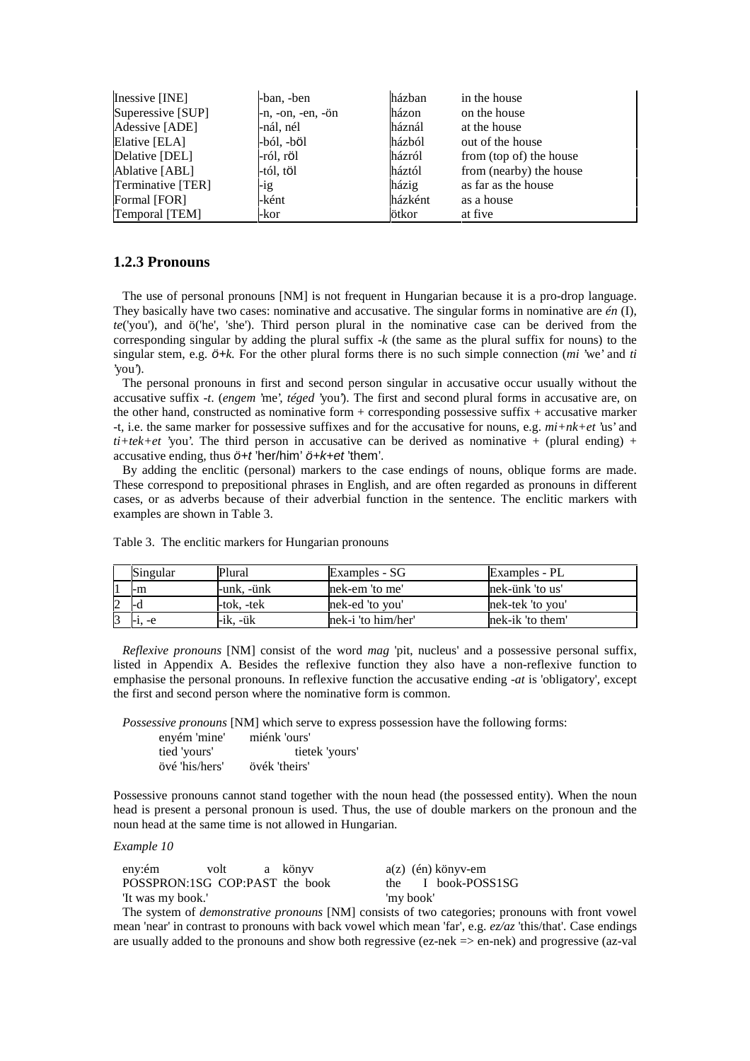| | | | |
|---|---|---|---|
| Inessive [INE] | -ban, -ben | házban | in the house |
| Superessive [SUP] | -n, -on, -en, -ön | házon | on the house |
| Adessive [ADE] | -nál, nél | háznál | at the house |
| Elative [ELA] | -ból, -böl | házból | out of the house |
| Delative [DEL] | -ról, röl | házról | from (top of) the house |
| Ablative [ABL] | -tól, töl | háztól | from (nearby) the house |
| Terminative [TER] | -ig | házig | as far as the house |
| Formal [FOR] | -ként | házként | as a house |
| Temporal [TEM] | -kor | ötkor | at five |

### 1.2.3 Pronouns

The use of personal pronouns [NM] is not frequent in Hungarian because it is a pro-drop language. They basically have two cases: nominative and accusative. The singular forms in nominative are *én* (I), *te*('you'), and ö('he', 'she'). Third person plural in the nominative case can be derived from the corresponding singular by adding the plural suffix *-k* (the same as the plural suffix for nouns) to the singular stem, e.g. *ö+k*. For the other plural forms there is no such simple connection (*mi* 'we' and *ti* 'you').

The personal pronouns in first and second person singular in accusative occur usually without the accusative suffix *-t*. (*engem* 'me', *téged* 'you'). The first and second plural forms in accusative are, on the other hand, constructed as nominative form + corresponding possessive suffix + accusative marker -t, i.e. the same marker for possessive suffixes and for the accusative for nouns, e.g. *mi+nk+et* 'us' and *ti+tek+et* 'you'. The third person in accusative can be derived as nominative + (plural ending) + accusative ending, thus *ö+t* 'her/him' *ö+k+et* 'them'.

By adding the enclitic (personal) markers to the case endings of nouns, oblique forms are made. These correspond to prepositional phrases in English, and are often regarded as pronouns in different cases, or as adverbs because of their adverbial function in the sentence. The enclitic markers with examples are shown in Table 3.

Table 3. The enclitic markers for Hungarian pronouns

| | Singular | Plural | Examples - SG | Examples - PL |
|---|---|---|---|---|
| 1 | -m | -unk, -ünk | nek-em 'to me' | nek-ünk 'to us' |
| 2 | -d | -tok, -tek | nek-ed 'to you' | nek-tek 'to you' |
| 3 | -i, -e | -ik, -ük | nek-i 'to him/her' | nek-ik 'to them' |

*Reflexive pronouns* [NM] consist of the word *mag* 'pit, nucleus' and a possessive personal suffix, listed in Appendix A. Besides the reflexive function they also have a non-reflexive function to emphasise the personal pronouns. In reflexive function the accusative ending *-at* is 'obligatory', except the first and second person where the nominative form is common.

*Possessive pronouns* [NM] which serve to express possession have the following forms:

enyém 'mine' miénk 'ours'
tied 'yours' tietek 'yours'
övé 'his/hers' övék 'theirs'

Possessive pronouns cannot stand together with the noun head (the possessed entity). When the noun head is present a personal pronoun is used. Thus, the use of double markers on the pronoun and the noun head at the same time is not allowed in Hungarian.

*Example 10*

| eny:ém | volt | a | könyv | a(z) | (én) | könyv-em |
|---|---|---|---|---|---|---|
| POSSPRON:1SG | COP:PAST | the | book | the | I | book-POSS1SG |
| 'It was my book.' | | | | 'my book' | | |

The system of *demonstrative pronouns* [NM] consists of two categories; pronouns with front vowel mean 'near' in contrast to pronouns with back vowel which mean 'far', e.g. *ez/az* 'this/that'. Case endings are usually added to the pronouns and show both regressive (ez-nek => en-nek) and progressive (az-val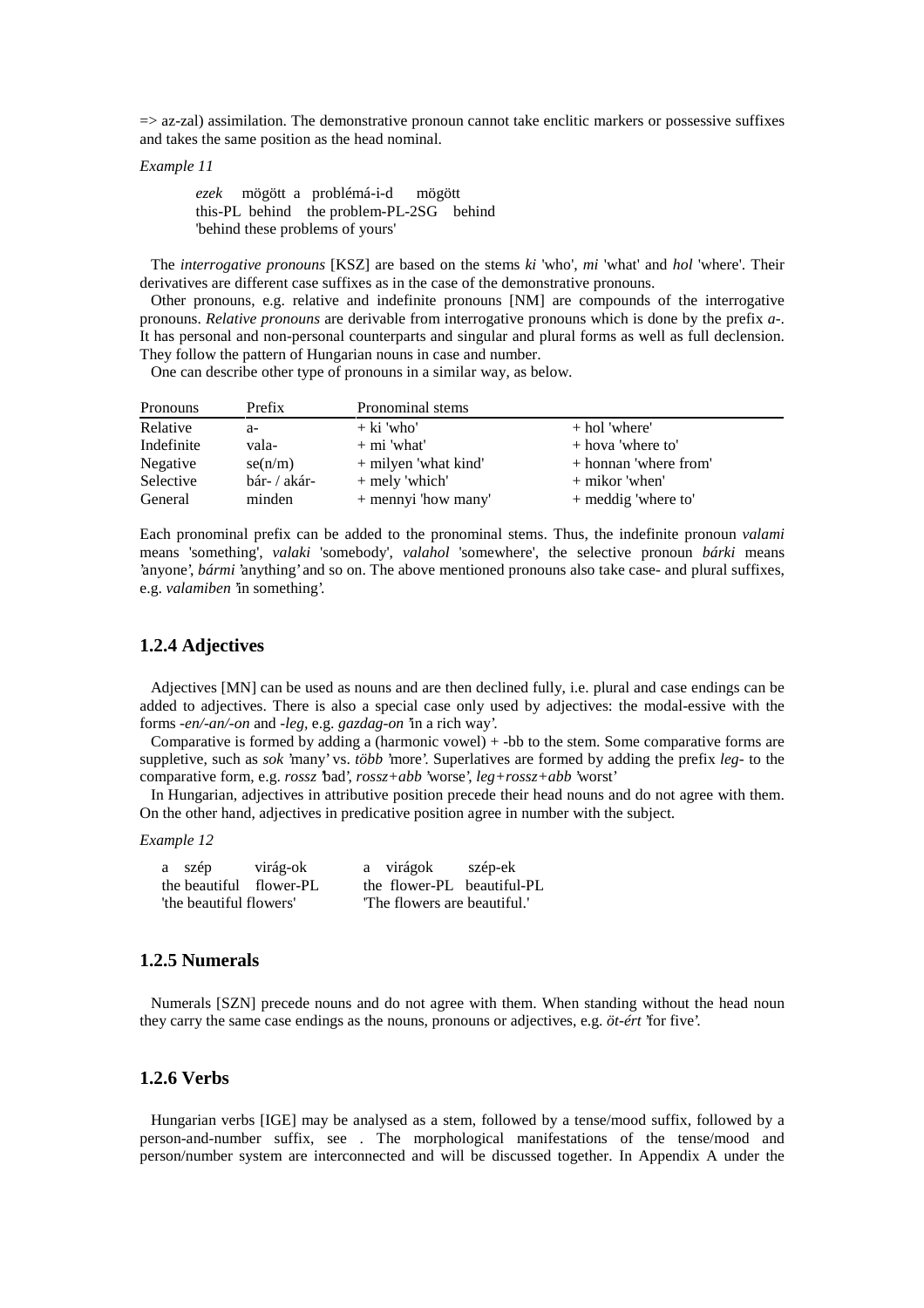=> az-zal) assimilation. The demonstrative pronoun cannot take enclitic markers or possessive suffixes and takes the same position as the head nominal.

*Example 11*

*ezek* mögött a problémá-i-d mögött
this-PL behind the problem-PL-2SG behind
'behind these problems of yours'

The *interrogative pronouns* [KSZ] are based on the stems *ki* 'who', *mi* 'what' and *hol* 'where'. Their derivatives are different case suffixes as in the case of the demonstrative pronouns.

Other pronouns, e.g. relative and indefinite pronouns [NM] are compounds of the interrogative pronouns. *Relative pronouns* are derivable from interrogative pronouns which is done by the prefix *a-*. It has personal and non-personal counterparts and singular and plural forms as well as full declension. They follow the pattern of Hungarian nouns in case and number.

One can describe other type of pronouns in a similar way, as below.

| Pronouns | Prefix | Pronominal stems | |
|---|---|---|---|
| Relative | a- | + ki 'who' | + hol 'where' |
| Indefinite | vala- | + mi 'what' | + hova 'where to' |
| Negative | se(n/m) | + milyen 'what kind' | + honnan 'where from' |
| Selective | bár- / akár- | + mely 'which' | + mikor 'when' |
| General | minden | + mennyi 'how many' | + meddig 'where to' |

Each pronominal prefix can be added to the pronominal stems. Thus, the indefinite pronoun *valami* means 'something', *valaki* 'somebody', *valahol* 'somewhere', the selective pronoun *bárki* means 'anyone', *bármi* 'anything' and so on. The above mentioned pronouns also take case- and plural suffixes, e.g. *valamiben* 'in something'.

### 1.2.4 Adjectives

Adjectives [MN] can be used as nouns and are then declined fully, i.e. plural and case endings can be added to adjectives. There is also a special case only used by adjectives: the modal-essive with the forms *-en/-an/-on* and *-leg*, e.g. *gazdag-on* 'in a rich way'.

Comparative is formed by adding a (harmonic vowel) + -bb to the stem. Some comparative forms are suppletive, such as *sok* 'many' vs. *több* 'more'. Superlatives are formed by adding the prefix *leg-* to the comparative form, e.g. *rossz* 'bad', *rossz+abb* 'worse', *leg+rossz+abb* 'worst'

In Hungarian, adjectives in attributive position precede their head nouns and do not agree with them. On the other hand, adjectives in predicative position agree in number with the subject.

*Example 12*

a szép virág-ok
the beautiful flower-PL
'the beautiful flowers'

a virágok szép-ek
the flower-PL beautiful-PL
'The flowers are beautiful.'

### 1.2.5 Numerals

Numerals [SZN] precede nouns and do not agree with them. When standing without the head noun they carry the same case endings as the nouns, pronouns or adjectives, e.g. *öt-ért* 'for five'.

### 1.2.6 Verbs

Hungarian verbs [IGE] may be analysed as a stem, followed by a tense/mood suffix, followed by a person-and-number suffix, see . The morphological manifestations of the tense/mood and person/number system are interconnected and will be discussed together. In Appendix A under the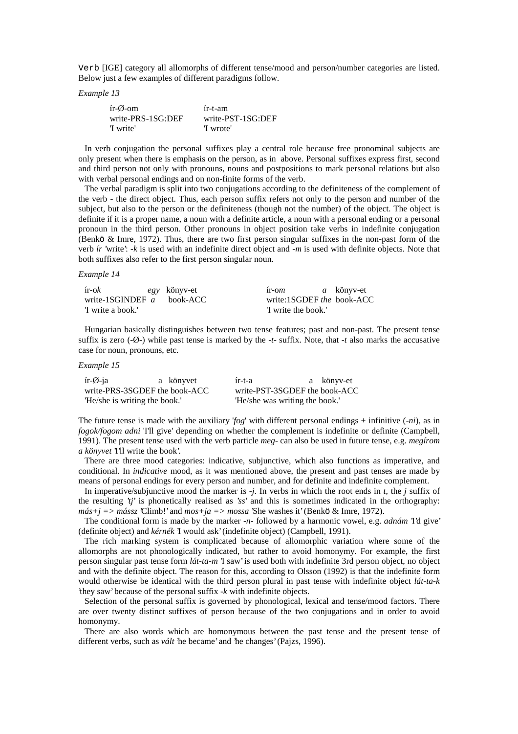`Verb` [IGE] category all allomorphs of different tense/mood and person/number categories are listed. Below just a few examples of different paradigms follow.

*Example 13*

| | |
|---|---|
| ír-Ø-om | ír-t-am |
| write-PRS-1SG:DEF | write-PST-1SG:DEF |
| 'I write' | 'I wrote' |

In verb conjugation the personal suffixes play a central role because free pronominal subjects are only present when there is emphasis on the person, as in above. Personal suffixes express first, second and third person not only with pronouns, nouns and postpositions to mark personal relations but also with verbal personal endings and on non-finite forms of the verb.

The verbal paradigm is split into two conjugations according to the definiteness of the complement of the verb - the direct object. Thus, each person suffix refers not only to the person and number of the subject, but also to the person or the definiteness (though not the number) of the object. The object is definite if it is a proper name, a noun with a definite article, a noun with a personal ending or a personal pronoun in the third person. Other pronouns in object position take verbs in indefinite conjugation (Benkö & Imre, 1972). Thus, there are two first person singular suffixes in the non-past form of the verb *ír* 'write': *-k* is used with an indefinite direct object and *-m* is used with definite objects. Note that both suffixes also refer to the first person singular noun.

*Example 14*

| | | | | | |
|---|---|---|---|---|---|
| ír-o*k* | *egy* | könyv-et | ír-o*m* | *a* | könyv-et |
| write-1SGINDEF | *a* | book-ACC | write:1SGDEF | *the* | book-ACC |
| 'I write a book.' | | | 'I write the book.' | | |

Hungarian basically distinguishes between two tense features; past and non-past. The present tense suffix is zero (-Ø-) while past tense is marked by the *-t-* suffix. Note, that *-t* also marks the accusative case for noun, pronouns, etc.

*Example 15*

| | | | | | |
|---|---|---|---|---|---|
| ír-Ø-ja | a | könyvet | ír-t-a | a | könyv-et |
| write-PRS-3SGDEF | the | book-ACC | write-PST-3SGDEF | the | book-ACC |
| 'He/she is writing the book.' | | | 'He/she was writing the book.' | | |

The future tense is made with the auxiliary '*fog*' with different personal endings + infinitive (*-ni*), as in *fogok/fogom adni* 'I'll give' depending on whether the complement is indefinite or definite (Campbell, 1991). The present tense used with the verb particle *meg-* can also be used in future tense, e.g. *megírom a könyvet* 'I'll write the book'.

There are three mood categories: indicative, subjunctive, which also functions as imperative, and conditional. In *indicative* mood, as it was mentioned above, the present and past tenses are made by means of personal endings for every person and number, and for definite and indefinite complement.

In imperative/subjunctive mood the marker is *-j*. In verbs in which the root ends in *t*, the *j* suffix of the resulting '*tj*' is phonetically realised as '*ss*' and this is sometimes indicated in the orthography: *más+j => mássz* 'Climb!' and *mos+ja => mossa* 'She washes it' (Benkö & Imre, 1972).

The conditional form is made by the marker *-n-* followed by a harmonic vowel, e.g. *adnám* 'I'd give' (definite object) and *kérnék* 'I would ask' (indefinite object) (Campbell, 1991).

The rich marking system is complicated because of allomorphic variation where some of the allomorphs are not phonologically indicated, but rather to avoid homonymy. For example, the first person singular past tense form *lát-ta-m* 'I saw' is used both with indefinite 3rd person object, no object and with the definite object. The reason for this, according to Olsson (1992) is that the indefinite form would otherwise be identical with the third person plural in past tense with indefinite object *lát-ta-k* 'they saw' because of the personal suffix *-k* with indefinite objects.

Selection of the personal suffix is governed by phonological, lexical and tense/mood factors. There are over twenty distinct suffixes of person because of the two conjugations and in order to avoid homonymy.

There are also words which are homonymous between the past tense and the present tense of different verbs, such as *vált* 'he became' and 'he changes' (Pajzs, 1996).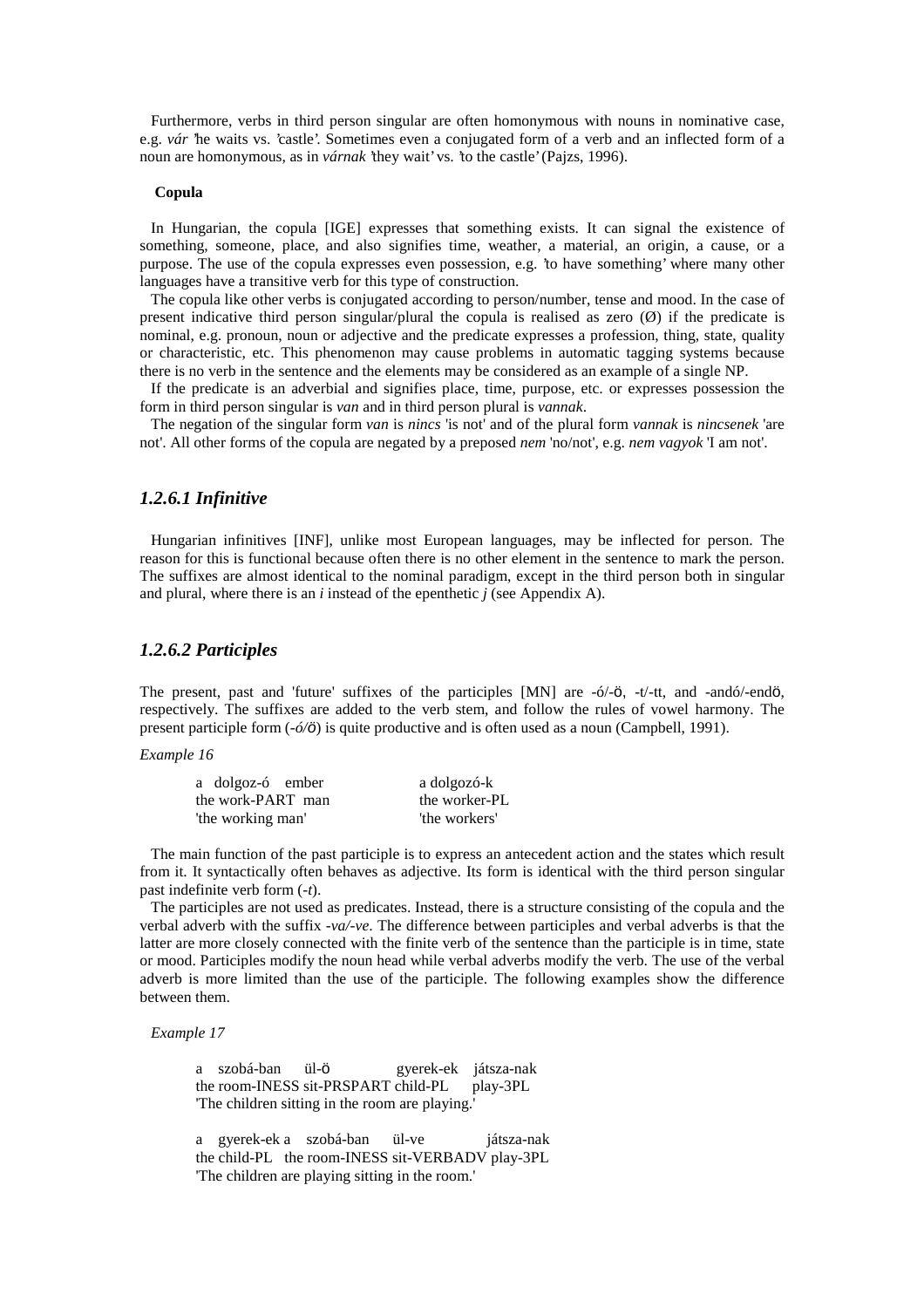Furthermore, verbs in third person singular are often homonymous with nouns in nominative case, e.g. *vár* 'he waits vs. 'castle'. Sometimes even a conjugated form of a verb and an inflected form of a noun are homonymous, as in *várnak* 'they wait' vs. 'to the castle' (Pajzs, 1996).

**Copula**

In Hungarian, the copula [IGE] expresses that something exists. It can signal the existence of something, someone, place, and also signifies time, weather, a material, an origin, a cause, or a purpose. The use of the copula expresses even possession, e.g. 'to have something' where many other languages have a transitive verb for this type of construction.

The copula like other verbs is conjugated according to person/number, tense and mood. In the case of present indicative third person singular/plural the copula is realised as zero (Ø) if the predicate is nominal, e.g. pronoun, noun or adjective and the predicate expresses a profession, thing, state, quality or characteristic, etc. This phenomenon may cause problems in automatic tagging systems because there is no verb in the sentence and the elements may be considered as an example of a single NP.

If the predicate is an adverbial and signifies place, time, purpose, etc. or expresses possession the form in third person singular is *van* and in third person plural is *vannak*.

The negation of the singular form *van* is *nincs* 'is not' and of the plural form *vannak* is *nincsenek* 'are not'. All other forms of the copula are negated by a preposed *nem* 'no/not', e.g. *nem vagyok* 'I am not'.

### *1.2.6.1 Infinitive*

Hungarian infinitives [INF], unlike most European languages, may be inflected for person. The reason for this is functional because often there is no other element in the sentence to mark the person. The suffixes are almost identical to the nominal paradigm, except in the third person both in singular and plural, where there is an *i* instead of the epenthetic *j* (see Appendix A).

### *1.2.6.2 Participles*

The present, past and 'future' suffixes of the participles [MN] are -ó/-ö, -t/-tt, and -andó/-endö, respectively. The suffixes are added to the verb stem, and follow the rules of vowel harmony. The present participle form (*-ó/ö*) is quite productive and is often used as a noun (Campbell, 1991).

*Example 16*

| | |
|---|---|
| a dolgoz-ó ember | a dolgozó-k |
| the work-PART man | the worker-PL |
| 'the working man' | 'the workers' |

The main function of the past participle is to express an antecedent action and the states which result from it. It syntactically often behaves as adjective. Its form is identical with the third person singular past indefinite verb form (*-t*).

The participles are not used as predicates. Instead, there is a structure consisting of the copula and the verbal adverb with the suffix *-va/-ve*. The difference between participles and verbal adverbs is that the latter are more closely connected with the finite verb of the sentence than the participle is in time, state or mood. Participles modify the noun head while verbal adverbs modify the verb. The use of the verbal adverb is more limited than the use of the participle. The following examples show the difference between them.

*Example 17*

a szobá-ban ül-ö gyerek-ek játsza-nak
the room-INESS sit-PRSPART child-PL play-3PL
'The children sitting in the room are playing.'

a gyerek-ek a szobá-ban ül-ve játsza-nak
the child-PL the room-INESS sit-VERBADV play-3PL
'The children are playing sitting in the room.'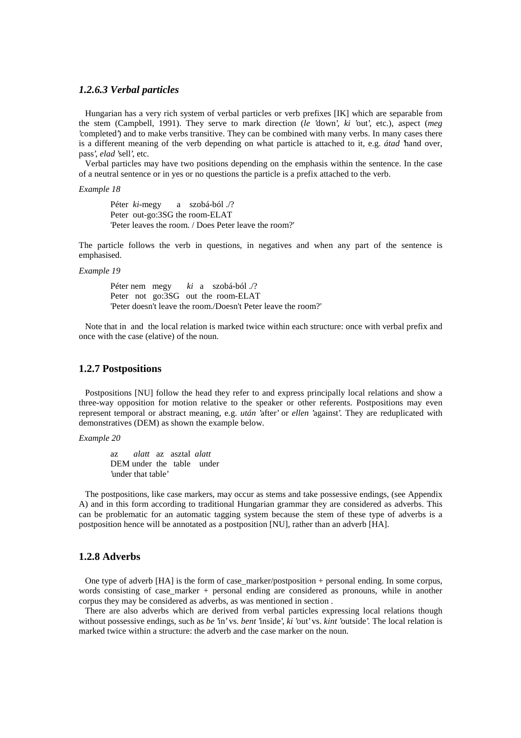### *1.2.6.3 Verbal particles*

Hungarian has a very rich system of verbal particles or verb prefixes [IK] which are separable from the stem (Campbell, 1991). They serve to mark direction (*le* 'down', *ki* 'out', etc.), aspect (*meg* 'completed') and to make verbs transitive. They can be combined with many verbs. In many cases there is a different meaning of the verb depending on what particle is attached to it, e.g. *átad* 'hand over, pass', *elad* 'sell', etc.

Verbal particles may have two positions depending on the emphasis within the sentence. In the case of a neutral sentence or in yes or no questions the particle is a prefix attached to the verb.

*Example 18*

> Péter *ki*-megy a szobá-ból ./?
> Peter out-go:3SG the room-ELAT
> 'Peter leaves the room. / Does Peter leave the room?'

The particle follows the verb in questions, in negatives and when any part of the sentence is emphasised.

*Example 19*

> Péter nem megy *ki* a szobá-ból ./?
> Peter not go:3SG out the room-ELAT
> 'Peter doesn't leave the room./Doesn't Peter leave the room?'

Note that in and the local relation is marked twice within each structure: once with verbal prefix and once with the case (elative) of the noun.

## 1.2.7 Postpositions

Postpositions [NU] follow the head they refer to and express principally local relations and show a three-way opposition for motion relative to the speaker or other referents. Postpositions may even represent temporal or abstract meaning, e.g. *után* 'after' or *ellen* 'against'. They are reduplicated with demonstratives (DEM) as shown the example below.

*Example 20*

> az *alatt* az asztal *alatt*
> DEM under the table under
> 'under that table'

The postpositions, like case markers, may occur as stems and take possessive endings, (see Appendix A) and in this form according to traditional Hungarian grammar they are considered as adverbs. This can be problematic for an automatic tagging system because the stem of these type of adverbs is a postposition hence will be annotated as a postposition [NU], rather than an adverb [HA].

## 1.2.8 Adverbs

One type of adverb [HA] is the form of case_marker/postposition + personal ending. In some corpus, words consisting of case_marker + personal ending are considered as pronouns, while in another corpus they may be considered as adverbs, as was mentioned in section .

There are also adverbs which are derived from verbal particles expressing local relations though without possessive endings, such as *be* 'in' vs. *bent* 'inside', *ki* 'out' vs. *kint* 'outside'. The local relation is marked twice within a structure: the adverb and the case marker on the noun.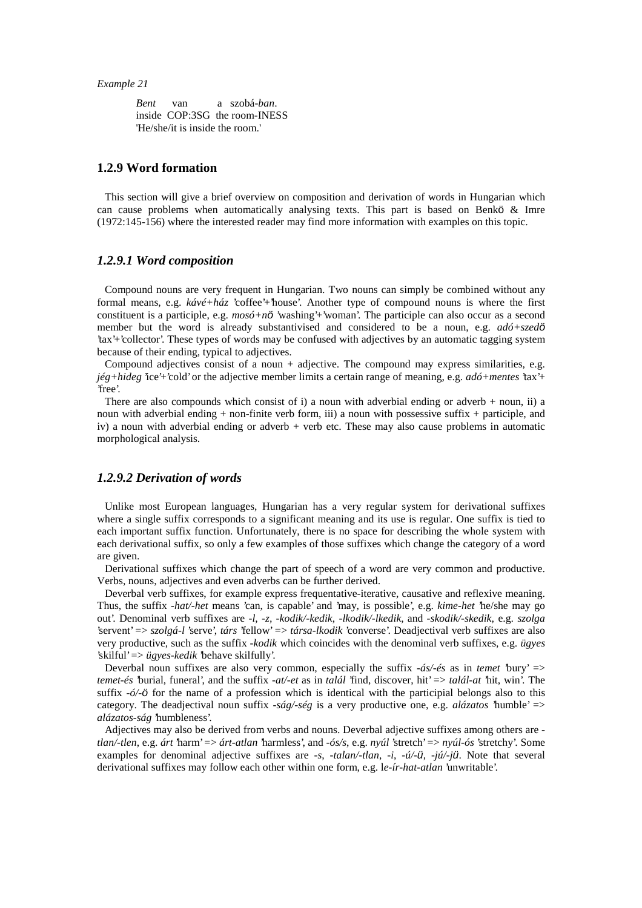*Example 21*

*Bent* van a szobá-*ban*.
inside COP:3SG the room-INESS
'He/she/it is inside the room.'

### 1.2.9 Word formation

This section will give a brief overview on composition and derivation of words in Hungarian which can cause problems when automatically analysing texts. This part is based on Benkö & Imre (1972:145-156) where the interested reader may find more information with examples on this topic.

#### *1.2.9.1 Word composition*

Compound nouns are very frequent in Hungarian. Two nouns can simply be combined without any formal means, e.g. *kávé+ház* 'coffee'+'house'. Another type of compound nouns is where the first constituent is a participle, e.g. *mosó+nö* 'washing'+'woman'. The participle can also occur as a second member but the word is already substantivised and considered to be a noun, e.g. *adó+szedö* 'tax'+'collector'. These types of words may be confused with adjectives by an automatic tagging system because of their ending, typical to adjectives.

Compound adjectives consist of a noun + adjective. The compound may express similarities, e.g. *jég+hideg* 'ice'+'cold' or the adjective member limits a certain range of meaning, e.g. *adó+mentes* 'tax'+ 'free'.

There are also compounds which consist of i) a noun with adverbial ending or adverb + noun, ii) a noun with adverbial ending + non-finite verb form, iii) a noun with possessive suffix + participle, and iv) a noun with adverbial ending or adverb + verb etc. These may also cause problems in automatic morphological analysis.

#### *1.2.9.2 Derivation of words*

Unlike most European languages, Hungarian has a very regular system for derivational suffixes where a single suffix corresponds to a significant meaning and its use is regular. One suffix is tied to each important suffix function. Unfortunately, there is no space for describing the whole system with each derivational suffix, so only a few examples of those suffixes which change the category of a word are given.

Derivational suffixes which change the part of speech of a word are very common and productive. Verbs, nouns, adjectives and even adverbs can be further derived.

Deverbal verb suffixes, for example express frequentative-iterative, causative and reflexive meaning. Thus, the suffix *-hat/-het* means 'can, is capable' and 'may, is possible', e.g. *kime-het* 'he/she may go out'. Denominal verb suffixes are *-l*, *-z*, *-kodik/-kedik*, *-lkodik/-lkedik*, and *-skodik/-skedik*, e.g. *szolga* 'servent' => *szolgá-l* 'serve', *társ* 'fellow' => *társa-lkodik* 'converse'. Deadjectival verb suffixes are also very productive, such as the suffix *-kodik* which coincides with the denominal verb suffixes, e.g. *ügyes* 'skilful' => *ügyes-kedik* 'behave skilfully'.

Deverbal noun suffixes are also very common, especially the suffix *-ás/-és* as in *temet* 'bury' => *temet-és* 'burial, funeral', and the suffix *-at/-et* as in *talál* 'find, discover, hit' => *talál-at* 'hit, win'. The suffix *-ó/-ö* for the name of a profession which is identical with the participial belongs also to this category. The deadjectival noun suffix *-ság/-ség* is a very productive one, e.g. *alázatos* 'humble' => *alázatos-ság* 'humbleness'.

Adjectives may also be derived from verbs and nouns. Deverbal adjective suffixes among others are *-tlan/-tlen*, e.g. *árt* 'harm' => *árt-atlan* 'harmless', and *-ós/s*, e.g. *nyúl* 'stretch' => *nyúl-ós* 'stretchy'. Some examples for denominal adjective suffixes are *-s*, *-talan/-tlan*, *-i*, *-ú/-ü*, *-jú/-jü*. Note that several derivational suffixes may follow each other within one form, e.g. l*e-ír-hat-atlan* 'unwritable'.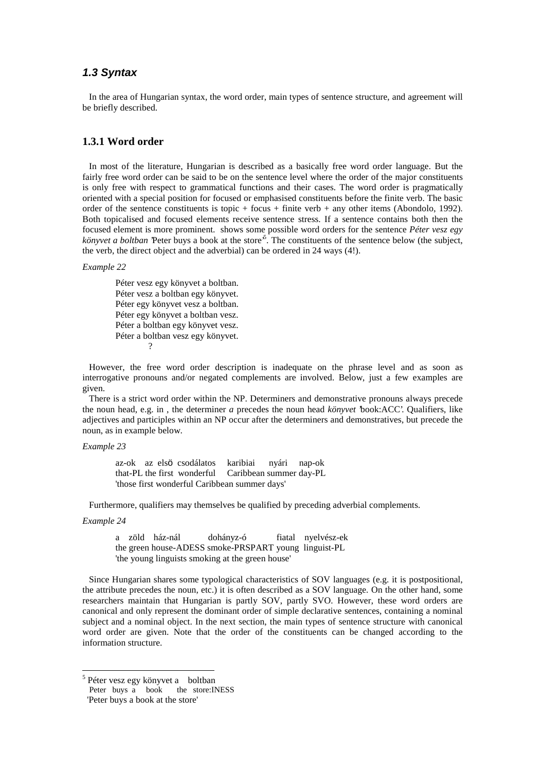### *1.3 Syntax*

In the area of Hungarian syntax, the word order, main types of sentence structure, and agreement will be briefly described.

#### 1.3.1 Word order

In most of the literature, Hungarian is described as a basically free word order language. But the fairly free word order can be said to be on the sentence level where the order of the major constituents is only free with respect to grammatical functions and their cases. The word order is pragmatically oriented with a special position for focused or emphasised constituents before the finite verb. The basic order of the sentence constituents is topic + focus + finite verb + any other items (Abondolo, 1992). Both topicalised and focused elements receive sentence stress. If a sentence contains both then the focused element is more prominent. shows some possible word orders for the sentence *Péter vesz egy könyvet a boltban* 'Peter buys a book at the store'[5]. The constituents of the sentence below (the subject, the verb, the direct object and the adverbial) can be ordered in 24 ways (4!).

*Example 22*

Péter vesz egy könyvet a boltban.
Péter vesz a boltban egy könyvet.
Péter egy könyvet vesz a boltban.
Péter egy könyvet a boltban vesz.
Péter a boltban egy könyvet vesz.
Péter a boltban vesz egy könyvet.
?

However, the free word order description is inadequate on the phrase level and as soon as interrogative pronouns and/or negated complements are involved. Below, just a few examples are given.

There is a strict word order within the NP. Determiners and demonstrative pronouns always precede the noun head, e.g. in , the determiner *a* precedes the noun head *könyvet* 'book:ACC'. Qualifiers, like adjectives and participles within an NP occur after the determiners and demonstratives, but precede the noun, as in example below.

*Example 23*

az-ok az elsö csodálatos karibiai nyári nap-ok
that-PL the first wonderful Caribbean summer day-PL
'those first wonderful Caribbean summer days'

Furthermore, qualifiers may themselves be qualified by preceding adverbial complements.

*Example 24*

a zöld ház-nál dohányz-ó fiatal nyelvész-ek
the green house-ADESS smoke-PRSPART young linguist-PL
'the young linguists smoking at the green house'

Since Hungarian shares some typological characteristics of SOV languages (e.g. it is postpositional, the attribute precedes the noun, etc.) it is often described as a SOV language. On the other hand, some researchers maintain that Hungarian is partly SOV, partly SVO. However, these word orders are canonical and only represent the dominant order of simple declarative sentences, containing a nominal subject and a nominal object. In the next section, the main types of sentence structure with canonical word order are given. Note that the order of the constituents can be changed according to the information structure.

---

[5] Péter vesz egy könyvet a boltban
Peter buys a book the store:INESS
'Peter buys a book at the store'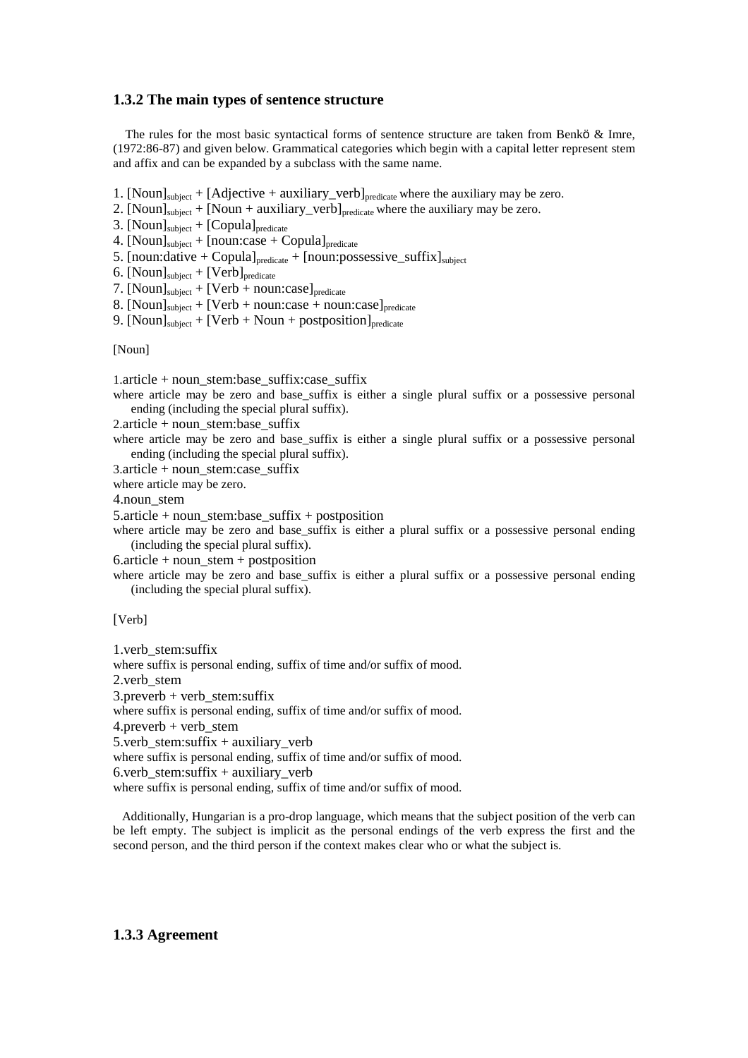### 1.3.2 The main types of sentence structure

The rules for the most basic syntactical forms of sentence structure are taken from Benkö & Imre, (1972:86-87) and given below. Grammatical categories which begin with a capital letter represent stem and affix and can be expanded by a subclass with the same name.

1. $[\text{Noun}]_{\text{subject}}$ + $[\text{Adjective + auxiliary\_verb}]_{\text{predicate}}$ where the auxiliary may be zero.
2. $[\text{Noun}]_{\text{subject}}$ + $[\text{Noun + auxiliary\_verb}]_{\text{predicate}}$ where the auxiliary may be zero.
3. $[\text{Noun}]_{\text{subject}}$ + $[\text{Copula}]_{\text{predicate}}$
4. $[\text{Noun}]_{\text{subject}}$ + $[\text{noun:case + Copula}]_{\text{predicate}}$
5. $[\text{noun:dative + Copula}]_{\text{predicate}}$ + $[\text{noun:possessive\_suffix}]_{\text{subject}}$
6. $[\text{Noun}]_{\text{subject}}$ + $[\text{Verb}]_{\text{predicate}}$
7. $[\text{Noun}]_{\text{subject}}$ + $[\text{Verb + noun:case}]_{\text{predicate}}$
8. $[\text{Noun}]_{\text{subject}}$ + $[\text{Verb + noun:case + noun:case}]_{\text{predicate}}$
9. $[\text{Noun}]_{\text{subject}}$ + $[\text{Verb + Noun + postposition}]_{\text{predicate}}$

[Noun]

1.article + noun_stem:base_suffix:case_suffix
where article may be zero and base_suffix is either a single plural suffix or a possessive personal ending (including the special plural suffix).
2.article + noun_stem:base_suffix
where article may be zero and base_suffix is either a single plural suffix or a possessive personal ending (including the special plural suffix).
3.article + noun_stem:case_suffix
where article may be zero.
4.noun_stem
5.article + noun_stem:base_suffix + postposition
where article may be zero and base_suffix is either a plural suffix or a possessive personal ending (including the special plural suffix).
6.article + noun_stem + postposition
where article may be zero and base_suffix is either a plural suffix or a possessive personal ending (including the special plural suffix).

[Verb]

1.verb_stem:suffix
where suffix is personal ending, suffix of time and/or suffix of mood.
2.verb_stem
3.preverb + verb_stem:suffix
where suffix is personal ending, suffix of time and/or suffix of mood.
4.preverb + verb_stem
5.verb_stem:suffix + auxiliary_verb
where suffix is personal ending, suffix of time and/or suffix of mood.
6.verb_stem:suffix + auxiliary_verb
where suffix is personal ending, suffix of time and/or suffix of mood.

Additionally, Hungarian is a pro-drop language, which means that the subject position of the verb can be left empty. The subject is implicit as the personal endings of the verb express the first and the second person, and the third person if the context makes clear who or what the subject is.

### 1.3.3 Agreement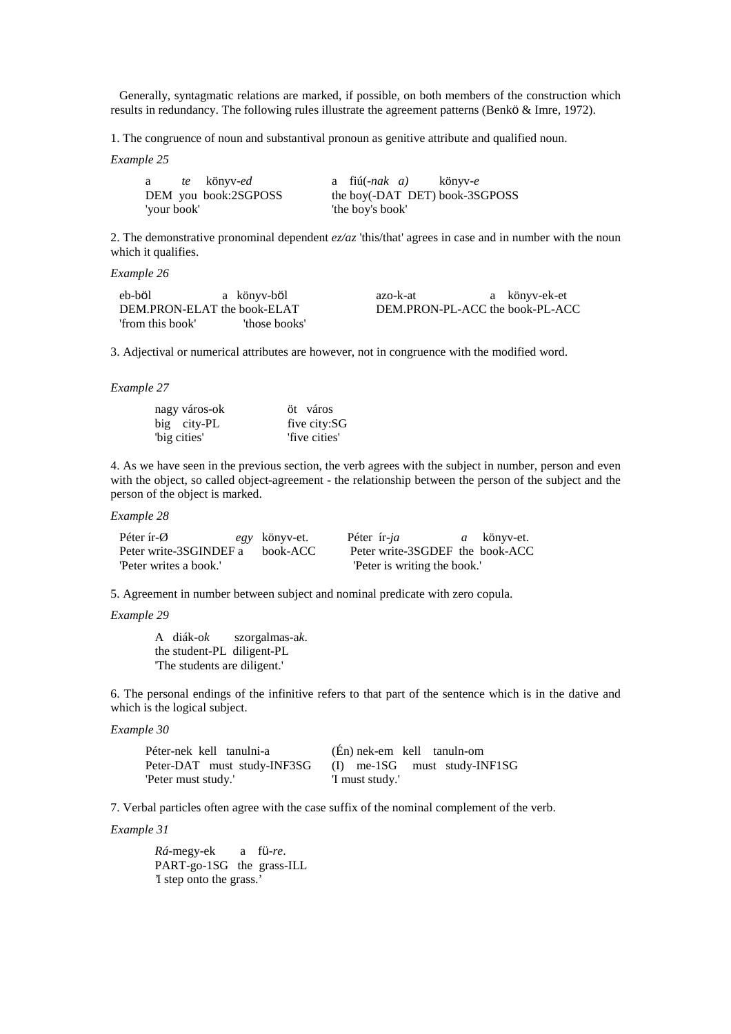Generally, syntagmatic relations are marked, if possible, on both members of the construction which results in redundancy. The following rules illustrate the agreement patterns (Benkö & Imre, 1972).

1. The congruence of noun and substantival pronoun as genitive attribute and qualified noun.

*Example 25*

| | |
|---|---|
| a *te* könyv-*ed* | a fiú(-*nak a)* könyv-*e* |
| DEM you book:2SGPOSS | the boy(-DAT DET) book-3SGPOSS |
| 'your book' | 'the boy's book' |

2. The demonstrative pronominal dependent *ez/az* 'this/that' agrees in case and in number with the noun which it qualifies.

*Example 26*

| | |
|---|---|
| eb-böl a könyv-böl | azo-k-at a könyv-ek-et |
| DEM.PRON-ELAT the book-ELAT | DEM.PRON-PL-ACC the book-PL-ACC |
| 'from this book' | 'those books' |

3. Adjectival or numerical attributes are however, not in congruence with the modified word.

*Example 27*

| | |
|---|---|
| nagy város-ok | öt város |
| big city-PL | five city:SG |
| 'big cities' | 'five cities' |

4. As we have seen in the previous section, the verb agrees with the subject in number, person and even with the object, so called object-agreement - the relationship between the person of the subject and the person of the object is marked.

*Example 28*

| | |
|---|---|
| Péter ír-Ø *egy* könyv-et. | Péter ír-*ja* *a* könyv-et. |
| Peter write-3SGINDEF a book-ACC | Peter write-3SGDEF the book-ACC |
| 'Peter writes a book.' | 'Peter is writing the book.' |

5. Agreement in number between subject and nominal predicate with zero copula.

*Example 29*

A diák-o*k* szorgalmas-a*k*.
the student-PL diligent-PL
'The students are diligent.'

6. The personal endings of the infinitive refers to that part of the sentence which is in the dative and which is the logical subject.

*Example 30*

| | |
|---|---|
| Péter-nek kell tanulni-a | (Én) nek-em kell tanuln-om |
| Peter-DAT must study-INF3SG | (I) me-1SG must study-INF1SG |
| 'Peter must study.' | 'I must study.' |

7. Verbal particles often agree with the case suffix of the nominal complement of the verb.

*Example 31*

*Rá*-megy-ek a fü-*re*.
PART-go-1SG the grass-ILL
'I step onto the grass.'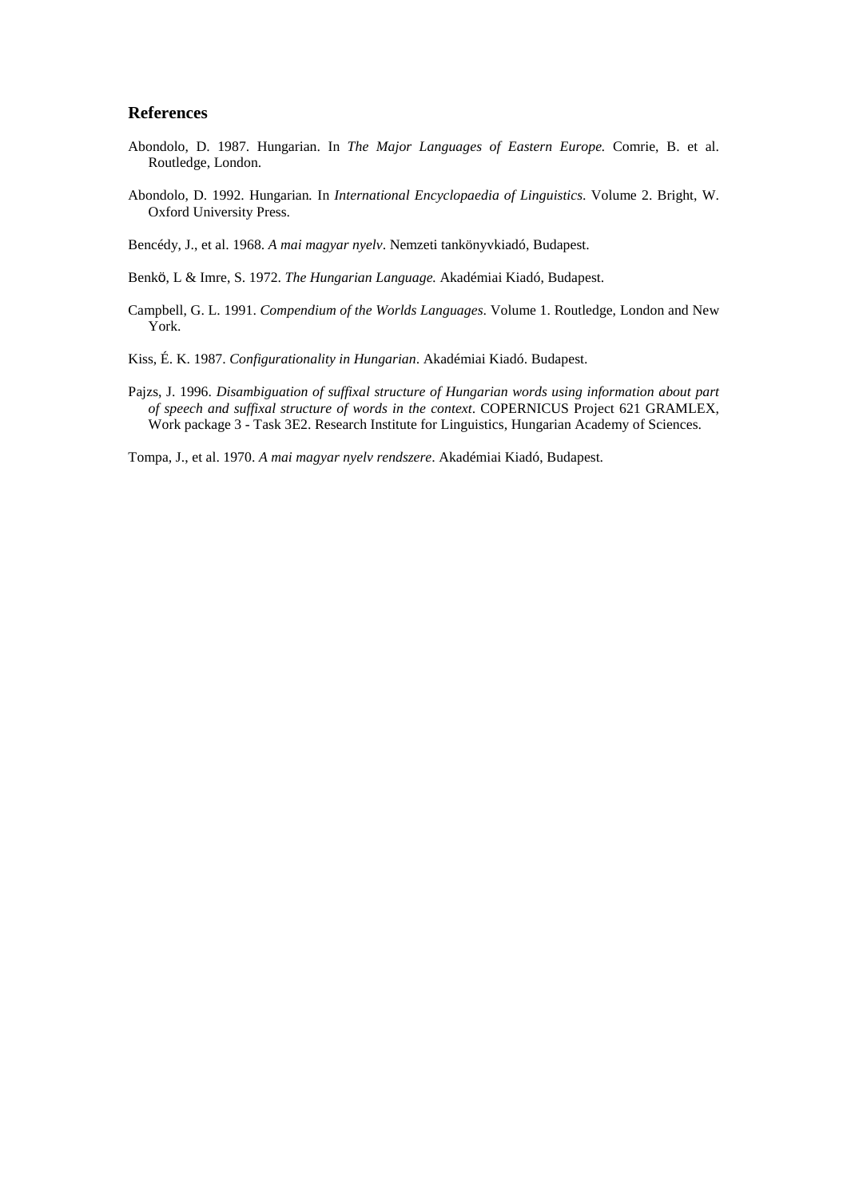## References

Abondolo, D. 1987. Hungarian. In *The Major Languages of Eastern Europe.* Comrie, B. et al. Routledge, London.

Abondolo, D. 1992. Hungarian. In *International Encyclopaedia of Linguistics*. Volume 2. Bright, W. Oxford University Press.

Bencédy, J., et al. 1968. *A mai magyar nyelv*. Nemzeti tankönyvkiadó, Budapest.

Benkö, L & Imre, S. 1972. *The Hungarian Language.* Akadémiai Kiadó, Budapest.

Campbell, G. L. 1991. *Compendium of the Worlds Languages*. Volume 1. Routledge, London and New York.

Kiss, É. K. 1987. *Configurationality in Hungarian*. Akadémiai Kiadó. Budapest.

Pajzs, J. 1996. *Disambiguation of suffixal structure of Hungarian words using information about part of speech and suffixal structure of words in the context*. COPERNICUS Project 621 GRAMLEX, Work package 3 - Task 3E2. Research Institute for Linguistics, Hungarian Academy of Sciences.

Tompa, J., et al. 1970. *A mai magyar nyelv rendszere*. Akadémiai Kiadó, Budapest.